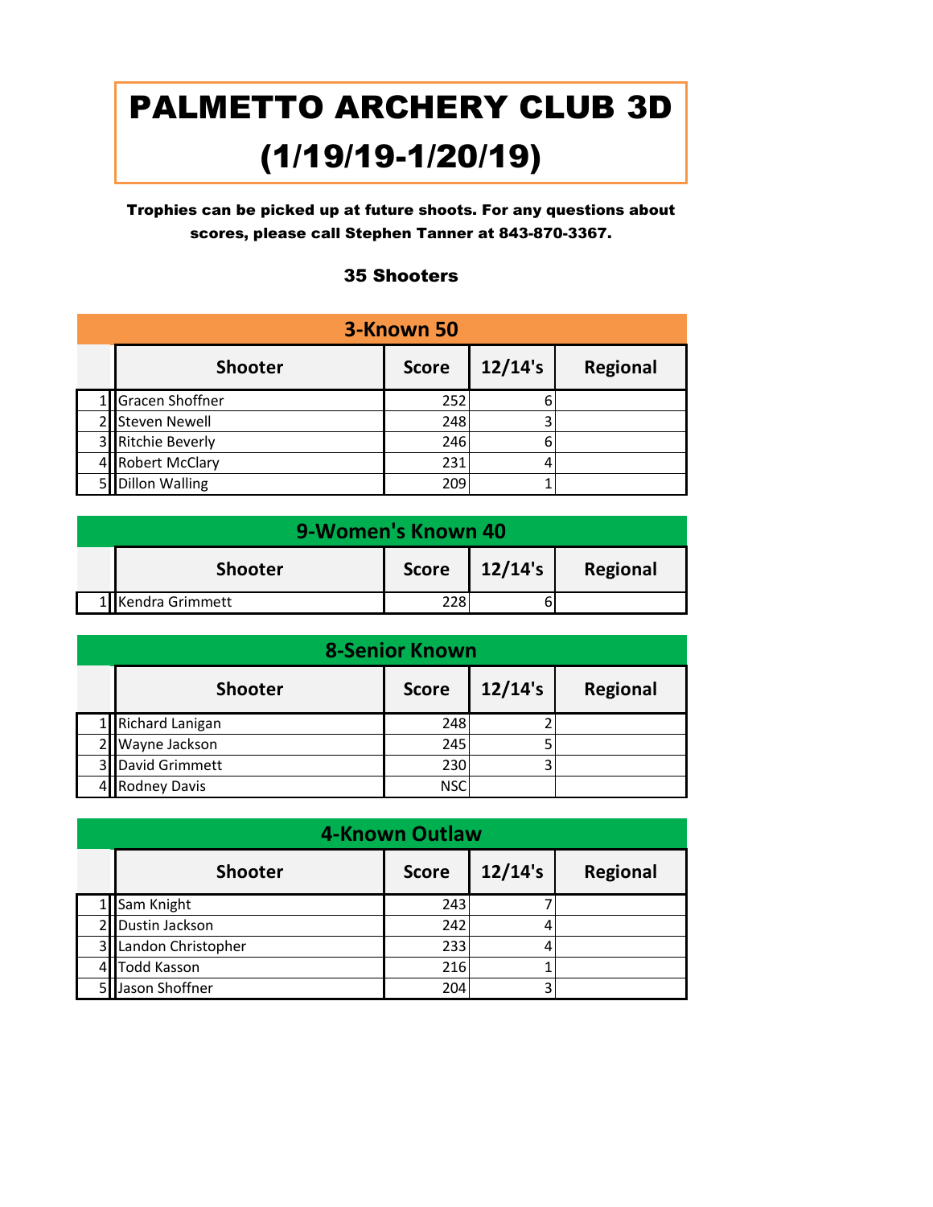# PALMETTO ARCHERY CLUB 3D (1/19/19-1/20/19)

**Trophies can be picked up at future shoots. For any questions about scores, please call Stephen Tanner at 843-870-3367.**

**35 Shooters**

## 3-Known 50

| | Shooter | Score | 12/14's | Regional |
|---|---|---|---|---|
| 1 | Gracen Shoffner | 252 | 6 | |
| 2 | Steven Newell | 248 | 3 | |
| 3 | Ritchie Beverly | 246 | 6 | |
| 4 | Robert McClary | 231 | 4 | |
| 5 | Dillon Walling | 209 | 1 | |

## 9-Women's Known 40

| | Shooter | Score | 12/14's | Regional |
|---|---|---|---|---|
| 1 | Kendra Grimmett | 228 | 6 | |

## 8-Senior Known

| | Shooter | Score | 12/14's | Regional |
|---|---|---|---|---|
| 1 | Richard Lanigan | 248 | 2 | |
| 2 | Wayne Jackson | 245 | 5 | |
| 3 | David Grimmett | 230 | 3 | |
| 4 | Rodney Davis | NSC | | |

## 4-Known Outlaw

| | Shooter | Score | 12/14's | Regional |
|---|---|---|---|---|
| 1 | Sam Knight | 243 | 7 | |
| 2 | Dustin Jackson | 242 | 4 | |
| 3 | Landon Christopher | 233 | 4 | |
| 4 | Todd Kasson | 216 | 1 | |
| 5 | Jason Shoffner | 204 | 3 | |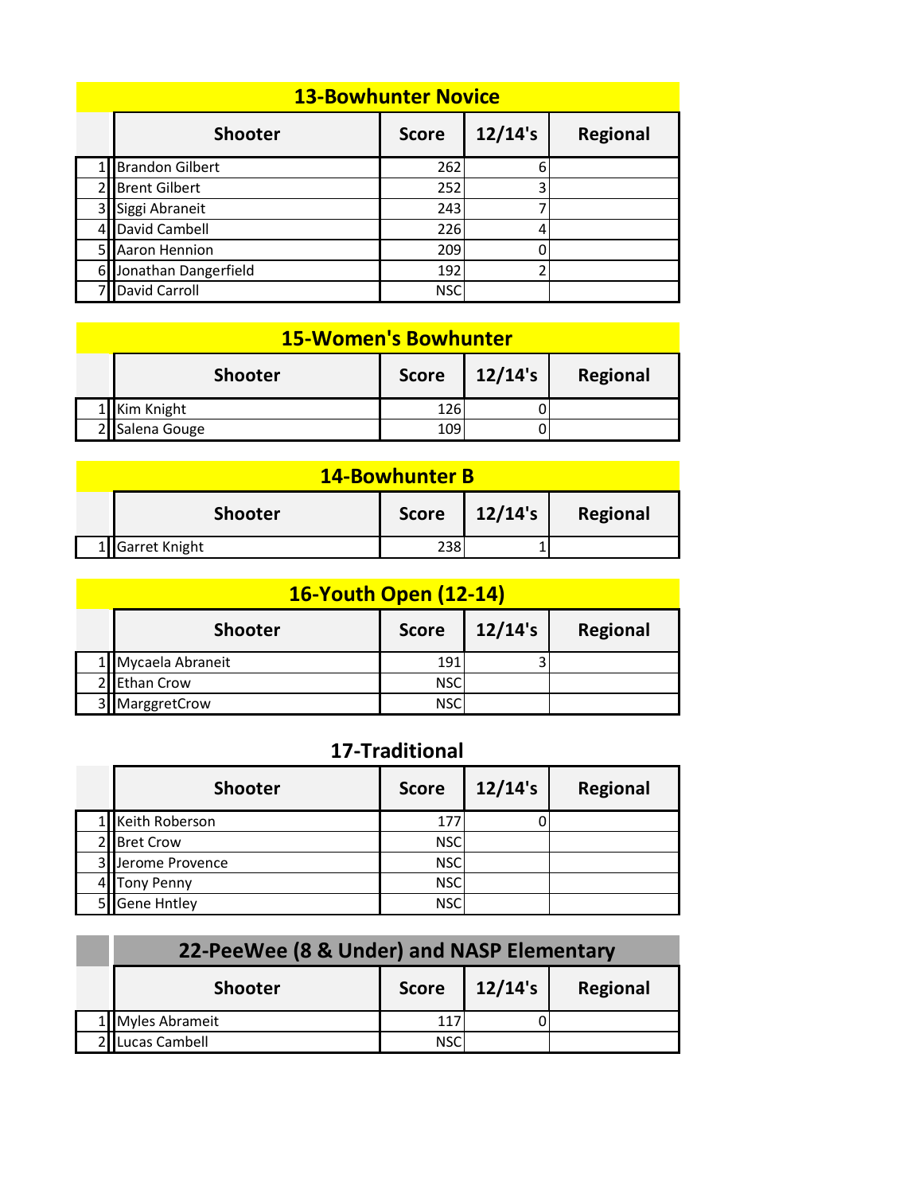## 13-Bowhunter Novice

| | Shooter | Score | 12/14's | Regional |
|---|---|---|---|---|
| 1 | Brandon Gilbert | 262 | 6 | |
| 2 | Brent Gilbert | 252 | 3 | |
| 3 | Siggi Abraneit | 243 | 7 | |
| 4 | David Cambell | 226 | 4 | |
| 5 | Aaron Hennion | 209 | 0 | |
| 6 | Jonathan Dangerfield | 192 | 2 | |
| 7 | David Carroll | NSC | | |

## 15-Women's Bowhunter

| | Shooter | Score | 12/14's | Regional |
|---|---|---|---|---|
| 1 | Kim Knight | 126 | 0 | |
| 2 | Salena Gouge | 109 | 0 | |

## 14-Bowhunter B

| | Shooter | Score | 12/14's | Regional |
|---|---|---|---|---|
| 1 | Garret Knight | 238 | 1 | |

## 16-Youth Open (12-14)

| | Shooter | Score | 12/14's | Regional |
|---|---|---|---|---|
| 1 | Mycaela Abraneit | 191 | 3 | |
| 2 | Ethan Crow | NSC | | |
| 3 | MarggretCrow | NSC | | |

## 17-Traditional

| | Shooter | Score | 12/14's | Regional |
|---|---|---|---|---|
| 1 | Keith Roberson | 177 | 0 | |
| 2 | Bret Crow | NSC | | |
| 3 | Jerome Provence | NSC | | |
| 4 | Tony Penny | NSC | | |
| 5 | Gene Hntley | NSC | | |

## 22-PeeWee (8 & Under) and NASP Elementary

| | Shooter | Score | 12/14's | Regional |
|---|---|---|---|---|
| 1 | Myles Abrameit | 117 | 0 | |
| 2 | Lucas Cambell | NSC | | |